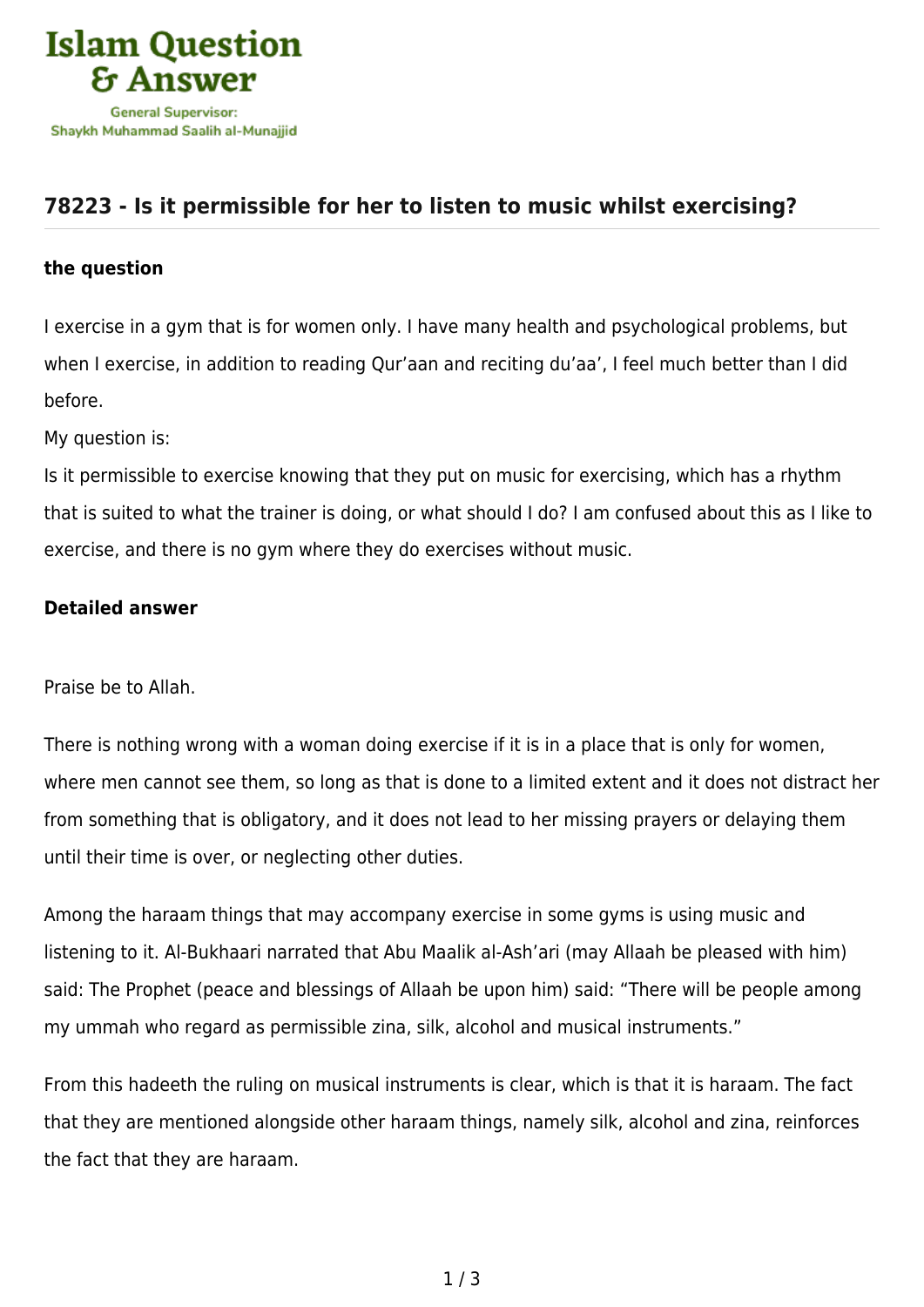Islam Question & Answer

General Supervisor: Shaykh Muhammad Saalih al-Munajjid

## 78223 - Is it permissible for her to listen to music whilst exercising?

### the question

I exercise in a gym that is for women only. I have many health and psychological problems, but when I exercise, in addition to reading Qur'aan and reciting du'aa', I feel much better than I did before.

My question is:

Is it permissible to exercise knowing that they put on music for exercising, which has a rhythm that is suited to what the trainer is doing, or what should I do? I am confused about this as I like to exercise, and there is no gym where they do exercises without music.

### Detailed answer

Praise be to Allah.

There is nothing wrong with a woman doing exercise if it is in a place that is only for women, where men cannot see them, so long as that is done to a limited extent and it does not distract her from something that is obligatory, and it does not lead to her missing prayers or delaying them until their time is over, or neglecting other duties.

Among the haraam things that may accompany exercise in some gyms is using music and listening to it. Al-Bukhaari narrated that Abu Maalik al-Ash'ari (may Allaah be pleased with him) said: The Prophet (peace and blessings of Allaah be upon him) said: "There will be people among my ummah who regard as permissible zina, silk, alcohol and musical instruments."

From this hadeeth the ruling on musical instruments is clear, which is that it is haraam. The fact that they are mentioned alongside other haraam things, namely silk, alcohol and zina, reinforces the fact that they are haraam.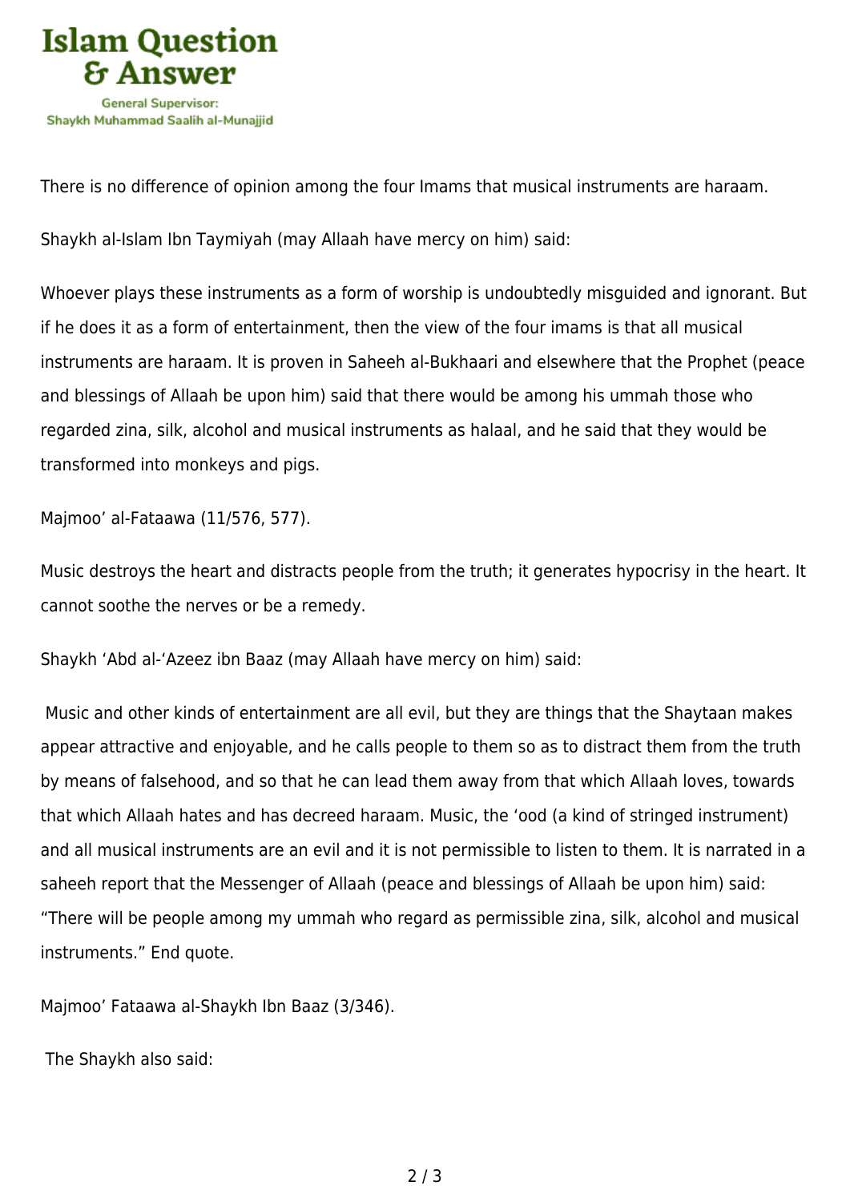There is no difference of opinion among the four Imams that musical instruments are haraam.

Shaykh al-Islam Ibn Taymiyah (may Allaah have mercy on him) said:

Whoever plays these instruments as a form of worship is undoubtedly misguided and ignorant. But if he does it as a form of entertainment, then the view of the four imams is that all musical instruments are haraam. It is proven in Saheeh al-Bukhaari and elsewhere that the Prophet (peace and blessings of Allaah be upon him) said that there would be among his ummah those who regarded zina, silk, alcohol and musical instruments as halaal, and he said that they would be transformed into monkeys and pigs.

Majmoo' al-Fataawa (11/576, 577).

Music destroys the heart and distracts people from the truth; it generates hypocrisy in the heart. It cannot soothe the nerves or be a remedy.

Shaykh 'Abd al-'Azeez ibn Baaz (may Allaah have mercy on him) said:

Music and other kinds of entertainment are all evil, but they are things that the Shaytaan makes appear attractive and enjoyable, and he calls people to them so as to distract them from the truth by means of falsehood, and so that he can lead them away from that which Allaah loves, towards that which Allaah hates and has decreed haraam. Music, the 'ood (a kind of stringed instrument) and all musical instruments are an evil and it is not permissible to listen to them. It is narrated in a saheeh report that the Messenger of Allaah (peace and blessings of Allaah be upon him) said: "There will be people among my ummah who regard as permissible zina, silk, alcohol and musical instruments." End quote.

Majmoo' Fataawa al-Shaykh Ibn Baaz (3/346).

The Shaykh also said: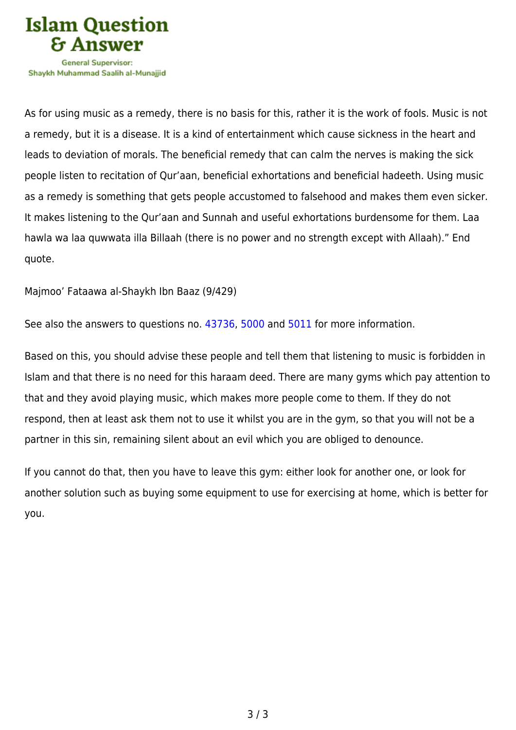As for using music as a remedy, there is no basis for this, rather it is the work of fools. Music is not a remedy, but it is a disease. It is a kind of entertainment which cause sickness in the heart and leads to deviation of morals. The beneficial remedy that can calm the nerves is making the sick people listen to recitation of Qur'aan, beneficial exhortations and beneficial hadeeth. Using music as a remedy is something that gets people accustomed to falsehood and makes them even sicker. It makes listening to the Qur'aan and Sunnah and useful exhortations burdensome for them. Laa hawla wa laa quwwata illa Billaah (there is no power and no strength except with Allaah)." End quote.

Majmoo' Fataawa al-Shaykh Ibn Baaz (9/429)

See also the answers to questions no. 43736, 5000 and 5011 for more information.

Based on this, you should advise these people and tell them that listening to music is forbidden in Islam and that there is no need for this haraam deed. There are many gyms which pay attention to that and they avoid playing music, which makes more people come to them. If they do not respond, then at least ask them not to use it whilst you are in the gym, so that you will not be a partner in this sin, remaining silent about an evil which you are obliged to denounce.

If you cannot do that, then you have to leave this gym: either look for another one, or look for another solution such as buying some equipment to use for exercising at home, which is better for you.